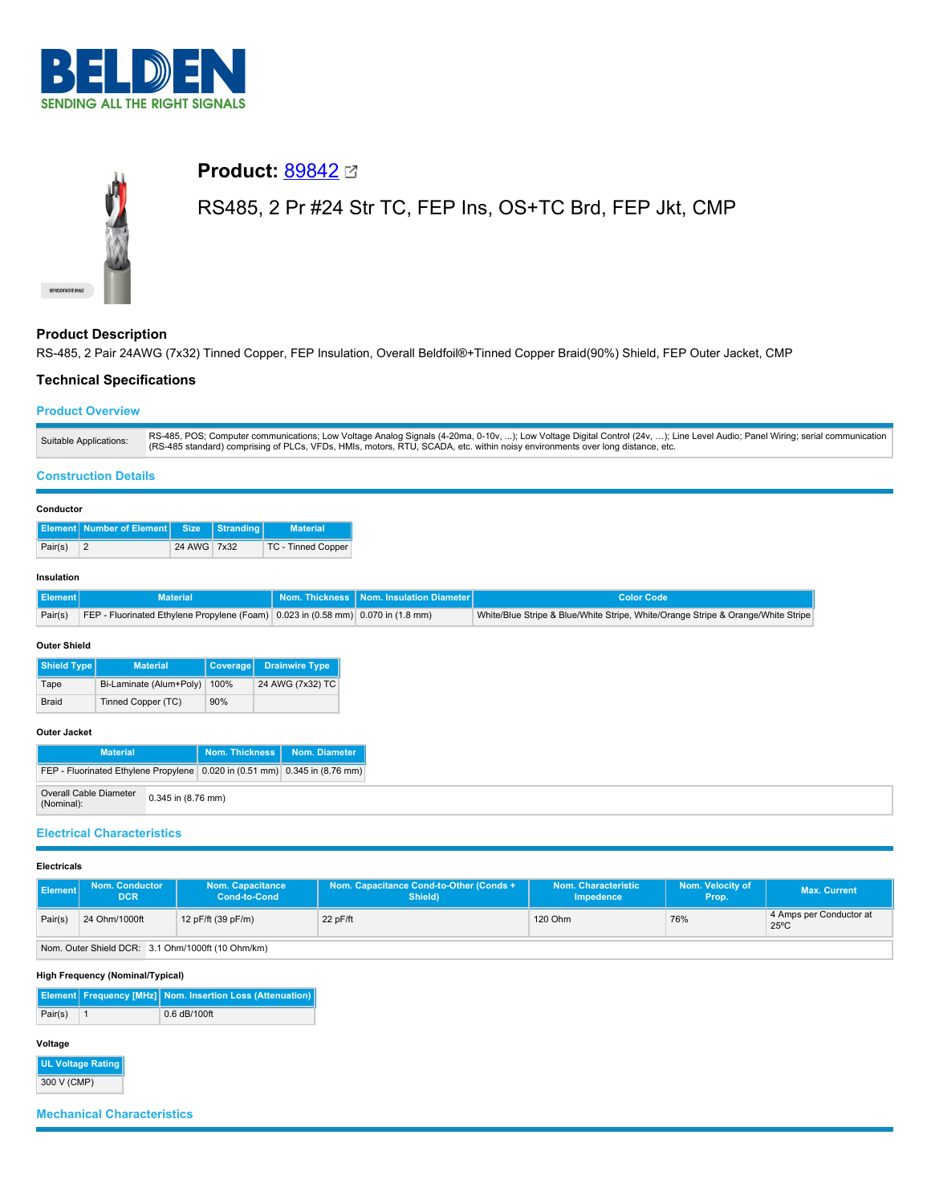# Product: 89842

RS485, 2 Pr #24 Str TC, FEP Ins, OS+TC Brd, FEP Jkt, CMP

## Product Description

RS-485, 2 Pair 24AWG (7x32) Tinned Copper, FEP Insulation, Overall Beldfoil®+Tinned Copper Braid(90%) Shield, FEP Outer Jacket, CMP

## Technical Specifications

### Product Overview

| Suitable Applications: | RS-485, POS; Computer communications; Low Voltage Analog Signals (4-20ma, 0-10v, ...); Low Voltage Digital Control (24v, ...); Line Level Audio; Panel Wiring; serial communication (RS-485 standard) comprising of PLCs, VFDs, HMIs, motors, RTU, SCADA, etc. within noisy environments over long distance, etc. |
|---|---|

### Construction Details

**Conductor**

| Element | Number of Element | Size | Stranding | Material |
|---|---|---|---|---|
| Pair(s) | 2 | 24 AWG | 7x32 | TC - Tinned Copper |

**Insulation**

| Element | Material | Nom. Thickness | Nom. Insulation Diameter | Color Code |
|---|---|---|---|---|
| Pair(s) | FEP - Fluorinated Ethylene Propylene (Foam) | 0.023 in (0.58 mm) | 0.070 in (1.8 mm) | White/Blue Stripe & Blue/White Stripe, White/Orange Stripe & Orange/White Stripe |

**Outer Shield**

| Shield Type | Material | Coverage | Drainwire Type |
|---|---|---|---|
| Tape | Bi-Laminate (Alum+Poly) | 100% | 24 AWG (7x32) TC |
| Braid | Tinned Copper (TC) | 90% | |

**Outer Jacket**

| Material | Nom. Thickness | Nom. Diameter |
|---|---|---|
| FEP - Fluorinated Ethylene Propylene | 0.020 in (0.51 mm) | 0.345 in (8.76 mm) |

| Overall Cable Diameter (Nominal): | 0.345 in (8.76 mm) |
|---|---|

### Electrical Characteristics

**Electricals**

| Element | Nom. Conductor DCR | Nom. Capacitance Cond-to-Cond | Nom. Capacitance Cond-to-Other (Conds + Shield) | Nom. Characteristic Impedence | Nom. Velocity of Prop. | Max. Current |
|---|---|---|---|---|---|---|
| Pair(s) | 24 Ohm/1000ft | 12 pF/ft (39 pF/m) | 22 pF/ft | 120 Ohm | 76% | 4 Amps per Conductor at 25ºC |

| Nom. Outer Shield DCR: | 3.1 Ohm/1000ft (10 Ohm/km) |
|---|---|

**High Frequency (Nominal/Typical)**

| Element | Frequency [MHz] | Nom. Insertion Loss (Attenuation) |
|---|---|---|
| Pair(s) | 1 | 0.6 dB/100ft |

**Voltage**

| UL Voltage Rating |
|---|
| 300 V (CMP) |

### Mechanical Characteristics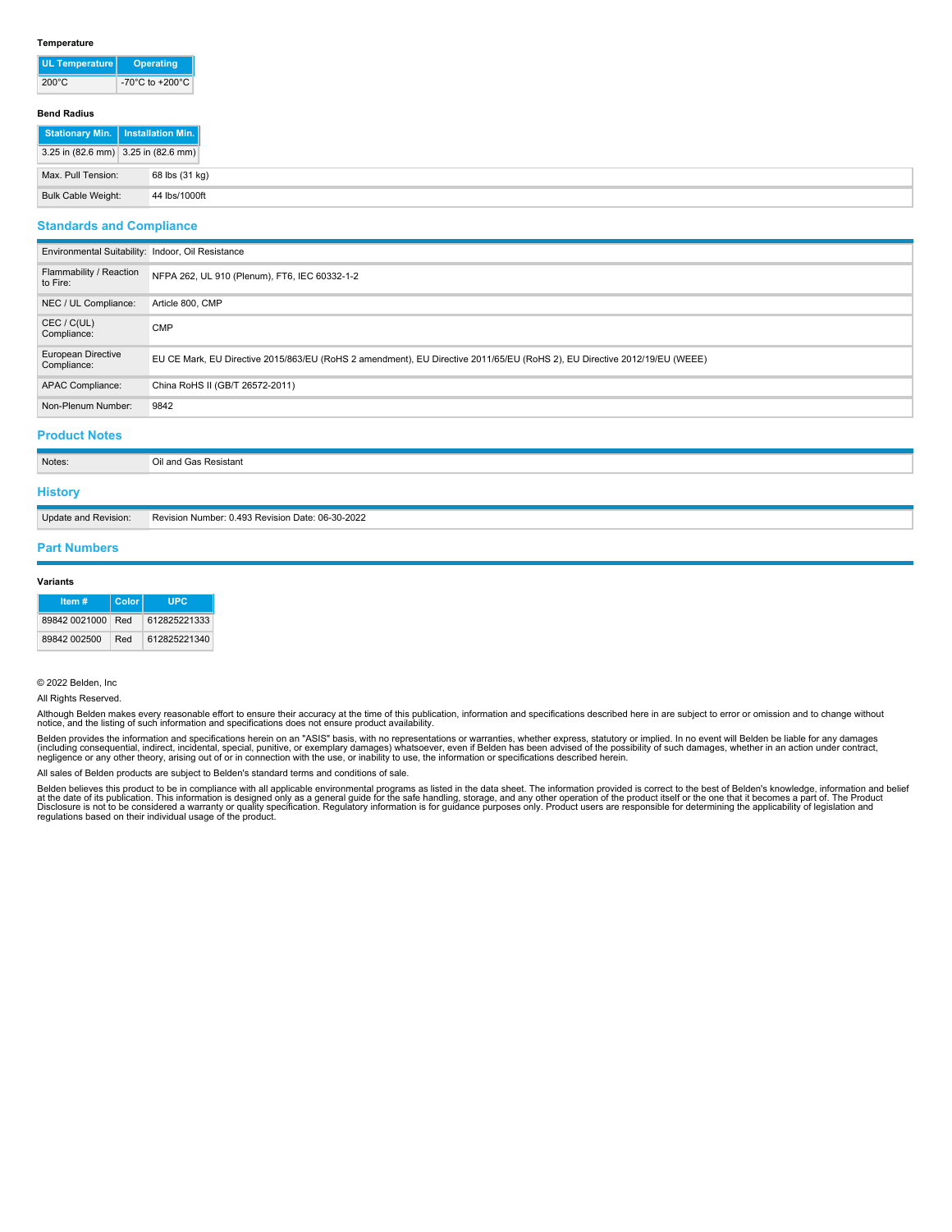#### Temperature

| UL Temperature | Operating |
|---|---|
| 200°C | -70°C to +200°C |

#### Bend Radius

| Stationary Min. | Installation Min. |
|---|---|
| 3.25 in (82.6 mm) | 3.25 in (82.6 mm) |

| | |
|---|---|
| Max. Pull Tension: | 68 lbs (31 kg) |
| Bulk Cable Weight: | 44 lbs/1000ft |

## Standards and Compliance

| | |
|---|---|
| Environmental Suitability: | Indoor, Oil Resistance |
| Flammability / Reaction to Fire: | NFPA 262, UL 910 (Plenum), FT6, IEC 60332-1-2 |
| NEC / UL Compliance: | Article 800, CMP |
| CEC / C(UL) Compliance: | CMP |
| European Directive Compliance: | EU CE Mark, EU Directive 2015/863/EU (RoHS 2 amendment), EU Directive 2011/65/EU (RoHS 2), EU Directive 2012/19/EU (WEEE) |
| APAC Compliance: | China RoHS II (GB/T 26572-2011) |
| Non-Plenum Number: | 9842 |

## Product Notes

| | |
|---|---|
| Notes: | Oil and Gas Resistant |

## History

| | |
|---|---|
| Update and Revision: | Revision Number: 0.493 Revision Date: 06-30-2022 |

## Part Numbers

#### Variants

| Item # | Color | UPC |
|---|---|---|
| 89842 0021000 | Red | 612825221333 |
| 89842 002500 | Red | 612825221340 |

© 2022 Belden, Inc

All Rights Reserved.

Although Belden makes every reasonable effort to ensure their accuracy at the time of this publication, information and specifications described here in are subject to error or omission and to change without notice, and the listing of such information and specifications does not ensure product availability.

Belden provides the information and specifications herein on an "ASIS" basis, with no representations or warranties, whether express, statutory or implied. In no event will Belden be liable for any damages (including consequential, indirect, incidental, special, punitive, or exemplary damages) whatsoever, even if Belden has been advised of the possibility of such damages, whether in an action under contract, negligence or any other theory, arising out of or in connection with the use, or inability to use, the information or specifications described herein.

All sales of Belden products are subject to Belden's standard terms and conditions of sale.

Belden believes this product to be in compliance with all applicable environmental programs as listed in the data sheet. The information provided is correct to the best of Belden's knowledge, information and belief at the date of its publication. This information is designed only as a general guide for the safe handling, storage, and any other operation of the product itself or the one that it becomes a part of. The Product Disclosure is not to be considered a warranty or quality specification. Regulatory information is for guidance purposes only. Product users are responsible for determining the applicability of legislation and regulations based on their individual usage of the product.